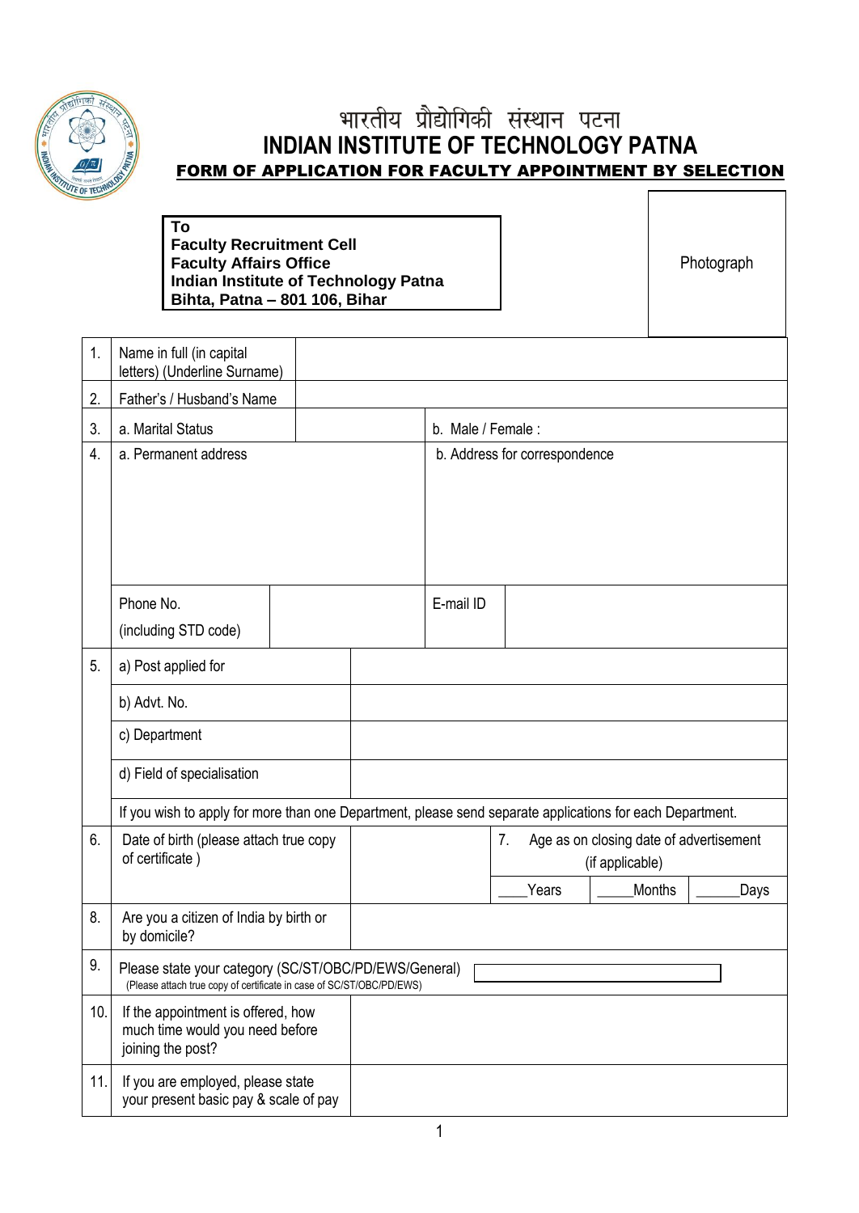# भारतीय प्रौद्योगिकी संस्थान पटना
# INDIAN INSTITUTE OF TECHNOLOGY PATNA

## FORM OF APPLICATION FOR FACULTY APPOINTMENT BY SELECTION

**To**
**Faculty Recruitment Cell**
**Faculty Affairs Office**
**Indian Institute of Technology Patna**
**Bihta, Patna – 801 106, Bihar**

Photograph

| | | | | | |
|---|---|---|---|---|---|
| 1. | Name in full (in capital letters) (Underline Surname) | | | | |
| 2. | Father's / Husband's Name | | | | |
| 3. | a. Marital Status | | b. Male / Female : | | |
| 4. | a. Permanent address | | b. Address for correspondence | | |
| | Phone No. (including STD code) | | E-mail ID | | |
| 5. | a) Post applied for | | | | |
| | b) Advt. No. | | | | |
| | c) Department | | | | |
| | d) Field of specialisation | | | | |
| | If you wish to apply for more than one Department, please send separate applications for each Department. | | | | |
| 6. | Date of birth (please attach true copy of certificate ) | | 7. Age as on closing date of advertisement (if applicable) | | |
| | | | ____Years | _____Months | ______Days |
| 8. | Are you a citizen of India by birth or by domicile? | | | | |
| 9. | Please state your category (SC/ST/OBC/PD/EWS/General) (Please attach true copy of certificate in case of SC/ST/OBC/PD/EWS) | | | | |
| 10. | If the appointment is offered, how much time would you need before joining the post? | | | | |
| 11. | If you are employed, please state your present basic pay & scale of pay | | | | |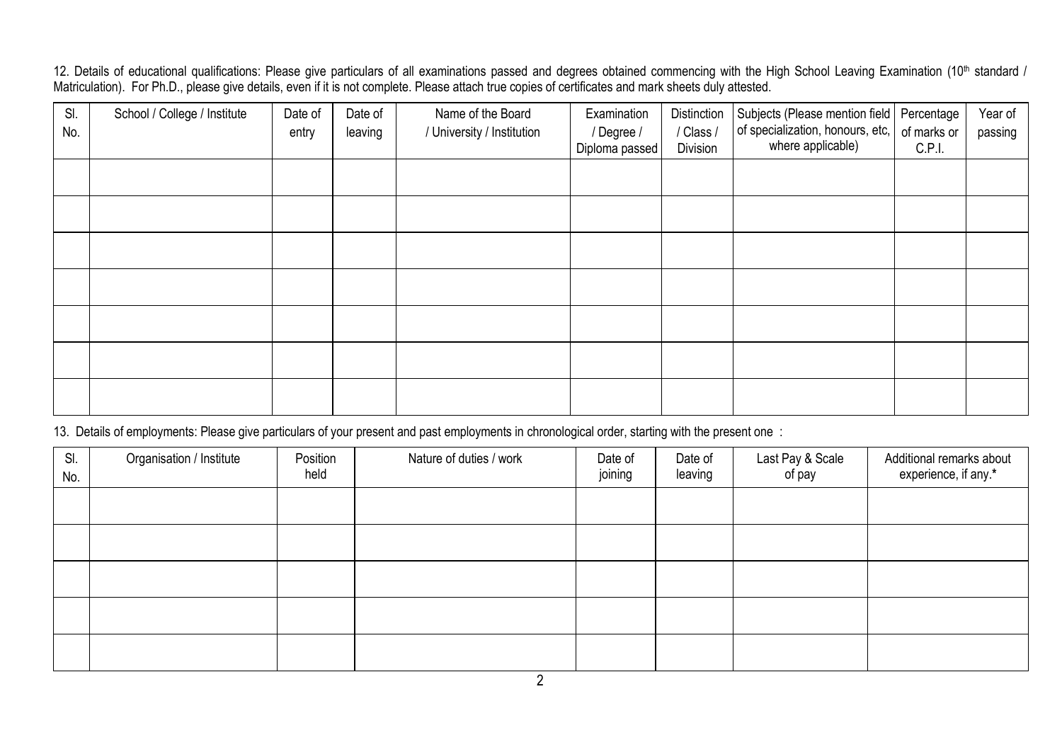12. Details of educational qualifications: Please give particulars of all examinations passed and degrees obtained commencing with the High School Leaving Examination (10th standard / Matriculation). For Ph.D., please give details, even if it is not complete. Please attach true copies of certificates and mark sheets duly attested.

| Sl. No. | School / College / Institute | Date of entry | Date of leaving | Name of the Board / University / Institution | Examination / Degree / Diploma passed | Distinction / Class / Division | Subjects (Please mention field of specialization, honours, etc, where applicable) | Percentage of marks or C.P.I. | Year of passing |
|---|---|---|---|---|---|---|---|---|---|
| | | | | | | | | | |
| | | | | | | | | | |
| | | | | | | | | | |
| | | | | | | | | | |
| | | | | | | | | | |
| | | | | | | | | | |
| | | | | | | | | | |

13. Details of employments: Please give particulars of your present and past employments in chronological order, starting with the present one :

| Sl. No. | Organisation / Institute | Position held | Nature of duties / work | Date of joining | Date of leaving | Last Pay & Scale of pay | Additional remarks about experience, if any.* |
|---|---|---|---|---|---|---|---|
| | | | | | | | |
| | | | | | | | |
| | | | | | | | |
| | | | | | | | |
| | | | | | | | |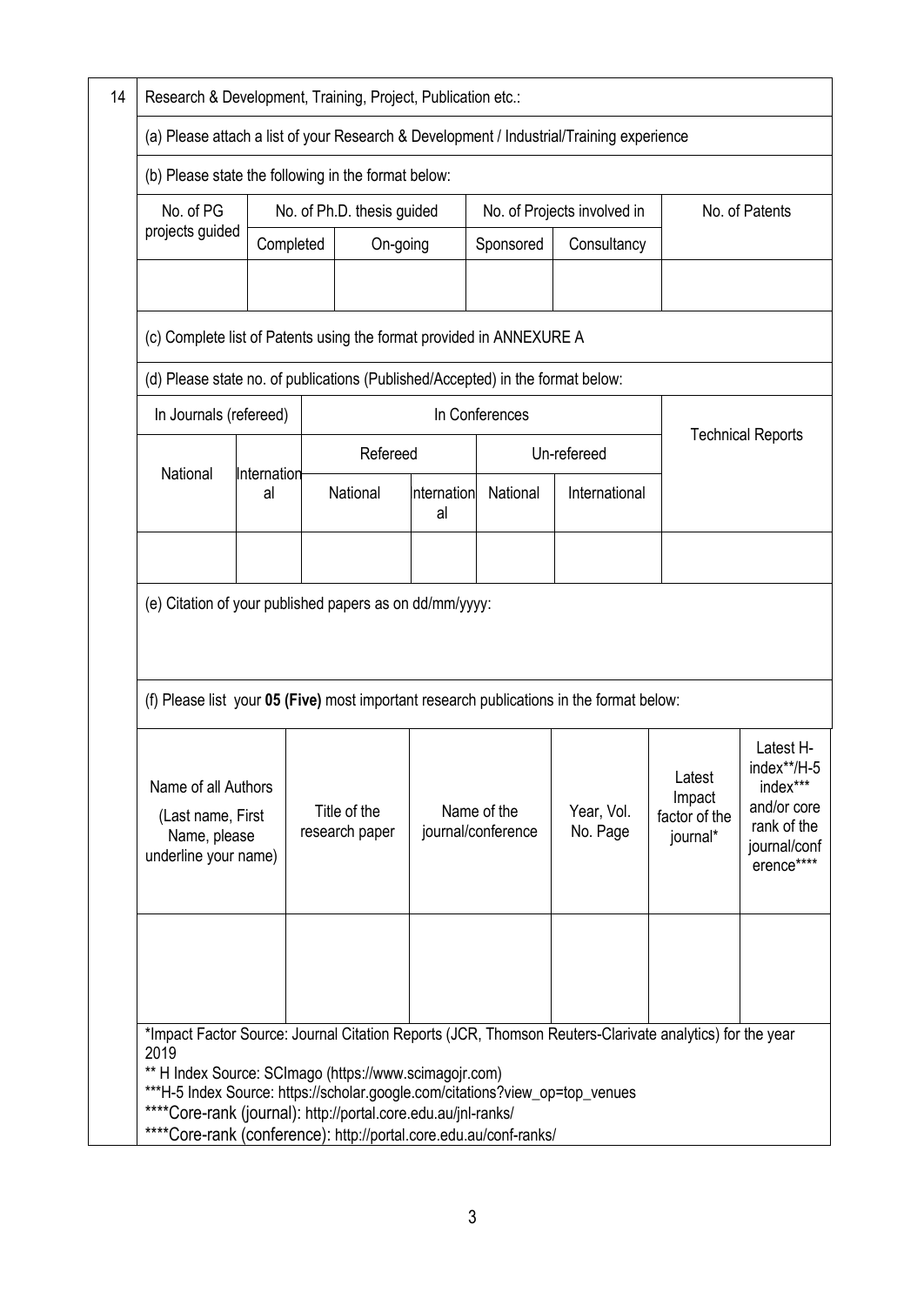| 14 | Research & Development, Training, Project, Publication etc.: |
|---|---|

(a) Please attach a list of your Research & Development / Industrial/Training experience

(b) Please state the following in the format below:

| No. of PG projects guided | No. of Ph.D. thesis guided | | No. of Projects involved in | | No. of Patents |
|---|---|---|---|---|---|
| | Completed | On-going | Sponsored | Consultancy | |
| | | | | | |

(c) Complete list of Patents using the format provided in ANNEXURE A

(d) Please state no. of publications (Published/Accepted) in the format below:

| In Journals (refereed) | | In Conferences | | | | Technical Reports |
|---|---|---|---|---|---|---|
| | | Refereed | | Un-refereed | | |
| National | International | National | International | National | International | |
| | | | | | | |

(e) Citation of your published papers as on dd/mm/yyyy:

(f) Please list your **05 (Five)** most important research publications in the format below:

| Name of all Authors (Last name, First Name, please underline your name) | Title of the research paper | Name of the journal/conference | Year, Vol. No. Page | Latest Impact factor of the journal* | Latest H-index**/H-5 index*** and/or core rank of the journal/conference**** |
|---|---|---|---|---|---|
| | | | | | |

*Impact Factor Source: Journal Citation Reports (JCR, Thomson Reuters-Clarivate analytics) for the year 2019

** H Index Source: SCImago (https://www.scimagojr.com)

***H-5 Index Source: https://scholar.google.com/citations?view_op=top_venues

****Core-rank (journal): http://portal.core.edu.au/jnl-ranks/

****Core-rank (conference): http://portal.core.edu.au/conf-ranks/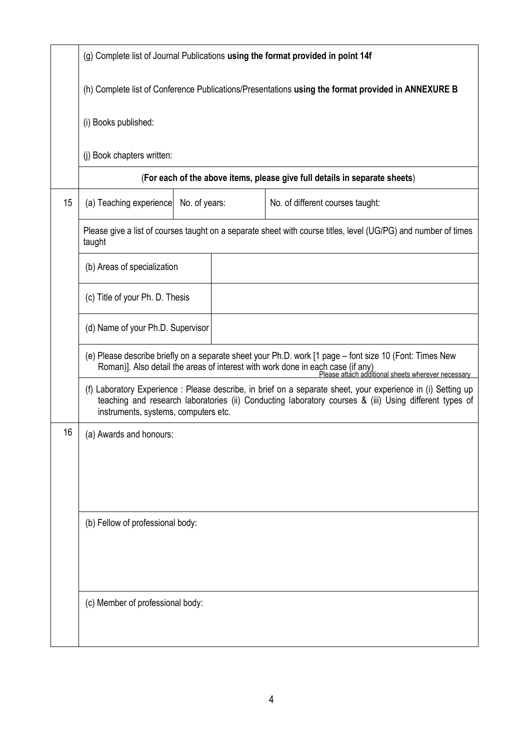| | | | |
|---|---|---|---|
| | (g) Complete list of Journal Publications **using the format provided in point 14f**<br><br>(h) Complete list of Conference Publications/Presentations **using the format provided in ANNEXURE B**<br><br>(i) Books published:<br><br>(j) Book chapters written: | | |
| | (**For each of the above items, please give full details in separate sheets**) | | |
| 15 | (a) Teaching experience | No. of years: | No. of different courses taught: |
| | Please give a list of courses taught on a separate sheet with course titles, level (UG/PG) and number of times taught | | |
| | (b) Areas of specialization | | |
| | (c) Title of your Ph. D. Thesis | | |
| | (d) Name of your Ph.D. Supervisor | | |
| | (e) Please describe briefly on a separate sheet your Ph.D. work [1 page – font size 10 (Font: Times New Roman)]. Also detail the areas of interest with work done in each case (if any)<br>Please attach additional sheets wherever necessary | | |
| | (f) Laboratory Experience : Please describe, in brief on a separate sheet, your experience in (i) Setting up teaching and research laboratories (ii) Conducting laboratory courses & (iii) Using different types of instruments, systems, computers etc. | | |
| 16 | (a) Awards and honours: | | |
| | (b) Fellow of professional body: | | |
| | (c) Member of professional body: | | |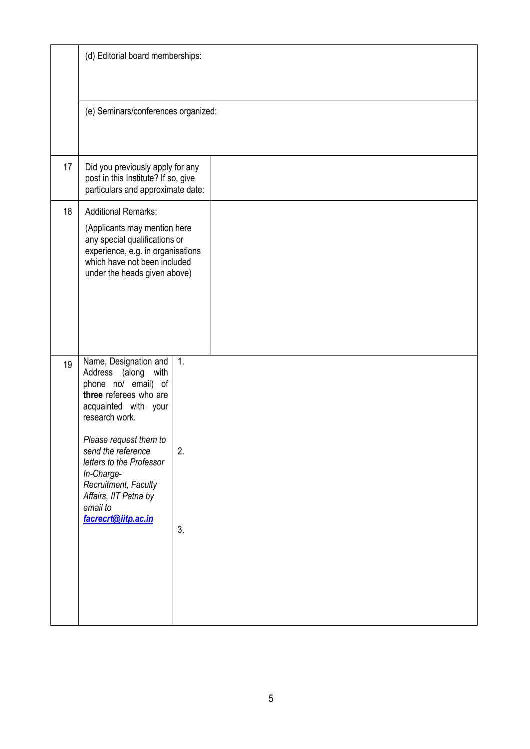|  |  |  |
|---|---|---|
|  | (d) Editorial board memberships: |  |
|  | (e) Seminars/conferences organized: |  |
| 17 | Did you previously apply for any post in this Institute? If so, give particulars and approximate date: |  |
| 18 | Additional Remarks: (Applicants may mention here any special qualifications or experience, e.g. in organisations which have not been included under the heads given above) |  |
| 19 | Name, Designation and Address (along with phone no/ email) of **three** referees who are acquainted with your research work. *Please request them to send the reference letters to the Professor In-Charge-Recruitment, Faculty Affairs, IIT Patna by email to* ***facrecrt@iitp.ac.in*** | 1.<br><br>2.<br><br>3. |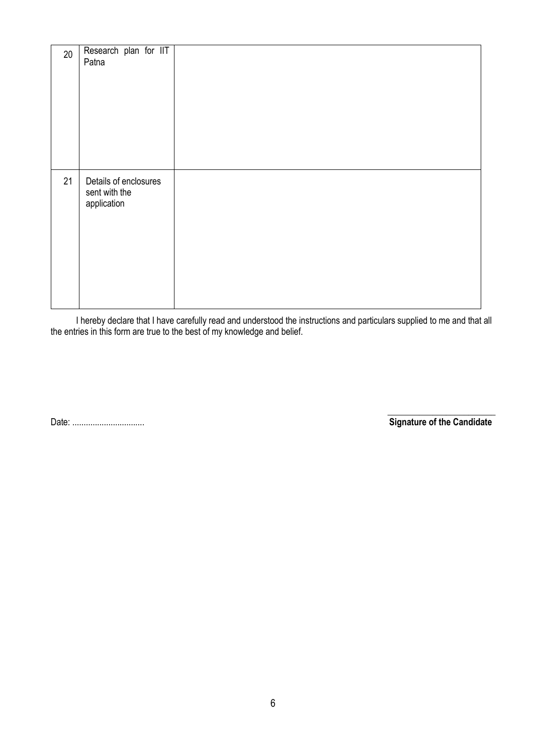| | | |
|---|---|---|
| 20 | Research plan for IIT Patna | |
| 21 | Details of enclosures sent with the application | |

I hereby declare that I have carefully read and understood the instructions and particulars supplied to me and that all the entries in this form are true to the best of my knowledge and belief.

Date: ................................

**Signature of the Candidate**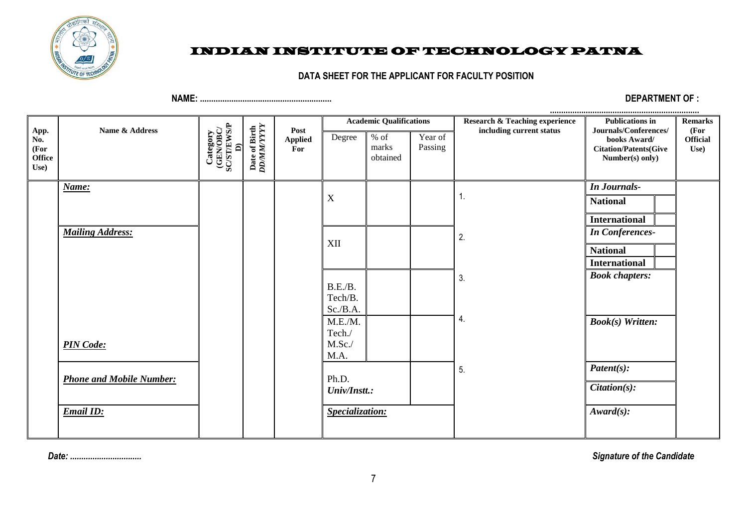# INDIAN INSTITUTE OF TECHNOLOGY PATNA

## DATA SHEET FOR THE APPLICANT FOR FACULTY POSITION

**NAME: ..........................................................** **DEPARTMENT OF : .................................................................**

| App. No. (For Office Use) | Name & Address | Category (GEN/OBC/ SC/ST/EWS/PD) | Date of Birth DD/MM/YYYY | Post Applied For | Academic Qualifications | | | Research & Teaching experience including current status | Publications in Journals/Conferences/ books Award/ Citation/Patents(Give Number(s) only) | | Remarks (For Official Use) |
|---|---|---|---|---|---|---|---|---|---|---|---|
| | | | | | Degree | % of marks obtained | Year of Passing | | | | |
| | ***Name:*** | | | | X | | | 1. | ***In Journals-*** | | |
| | | | | | | | | | **National** | | |
| | | | | | | | | | **International** | | |
| | ***Mailing Address:*** | | | | XII | | | 2. | ***In Conferences-*** | | |
| | | | | | | | | | **National** | | |
| | | | | | | | | | **International** | | |
| | | | | | B.E./B. Tech/B. Sc./B.A. | | | 3. | ***Book chapters:*** | | |
| | ***PIN Code:*** | | | | M.E./M. Tech./ M.Sc./ M.A. | | | 4. | ***Book(s) Written:*** | | |
| | ***Phone and Mobile Number:*** | | | | Ph.D. *Univ/Instt.:* | | | 5. | ***Patent(s):*** | | |
| | | | | | | | | | ***Citation(s):*** | | |
| | ***Email ID:*** | | | | ***Specialization:*** | | | | ***Award(s):*** | | |

***Date: ................................***

***Signature of the Candidate***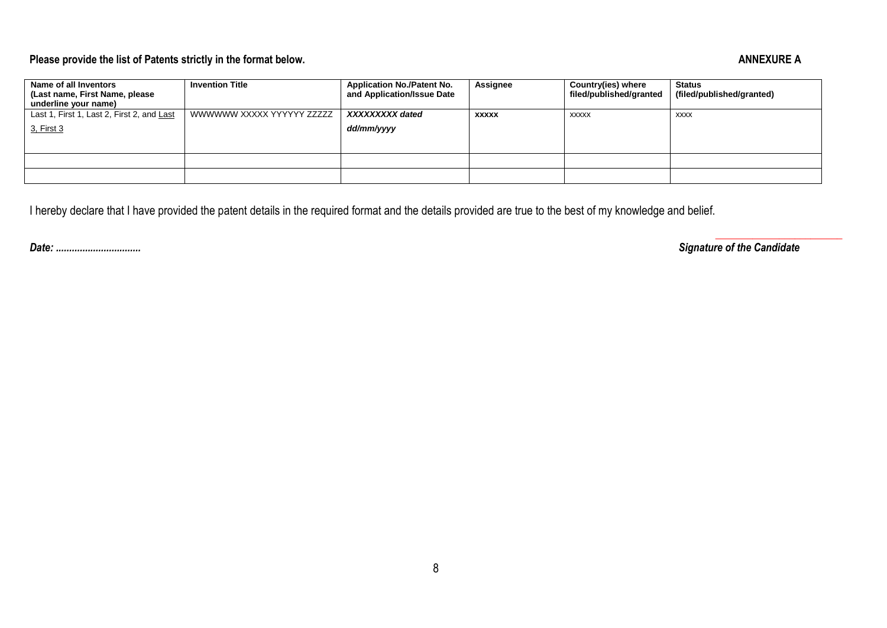**Please provide the list of Patents strictly in the format below.** **ANNEXURE A**

| **Name of all Inventors (Last name, First Name, please underline your name)** | **Invention Title** | **Application No./Patent No. and Application/Issue Date** | **Assignee** | **Country(ies) where filed/published/granted** | **Status (filed/published/granted)** |
|---|---|---|---|---|---|
| Last 1, First 1, Last 2, First 2, and <u>Last 3, First 3</u> | WWWWWW XXXXX YYYYYY ZZZZZ | ***XXXXXXXXX dated dd/mm/yyyy*** | **XXXXX** | XXXXX | XXXX |
| | | | | | |
| | | | | | |

I hereby declare that I have provided the patent details in the required format and the details provided are true to the best of my knowledge and belief.

***Date: ...............................*** ***Signature of the Candidate***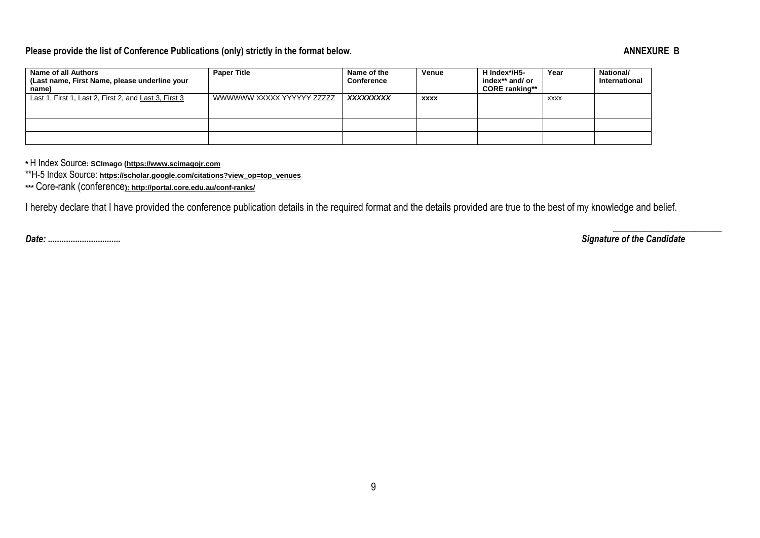**Please provide the list of Conference Publications (only) strictly in the format below.** **ANNEXURE B**

| **Name of all Authors (Last name, First Name, please underline your name)** | **Paper Title** | **Name of the Conference** | **Venue** | **H Index*/H5-index** and/ or CORE ranking**** | **Year** | **National/ International** |
|---|---|---|---|---|---|---|
| Last 1, First 1, Last 2, First 2, and <u>Last 3, First 3</u> | WWWWWW XXXXX YYYYYY ZZZZZ | ***XXXXXXXX*** | **xxxx** | | xxxx | |
| | | | | | | |
| | | | | | | |

* H Index Source**: SCImago (https://www.scimagojr.com**

**H-5 Index Source: **https://scholar.google.com/citations?view_op=top_venues**

*** Core-rank (conference**): http://portal.core.edu.au/conf-ranks/**

I hereby declare that I have provided the conference publication details in the required format and the details provided are true to the best of my knowledge and belief.

***Date: ...............................*** ***Signature of the Candidate***